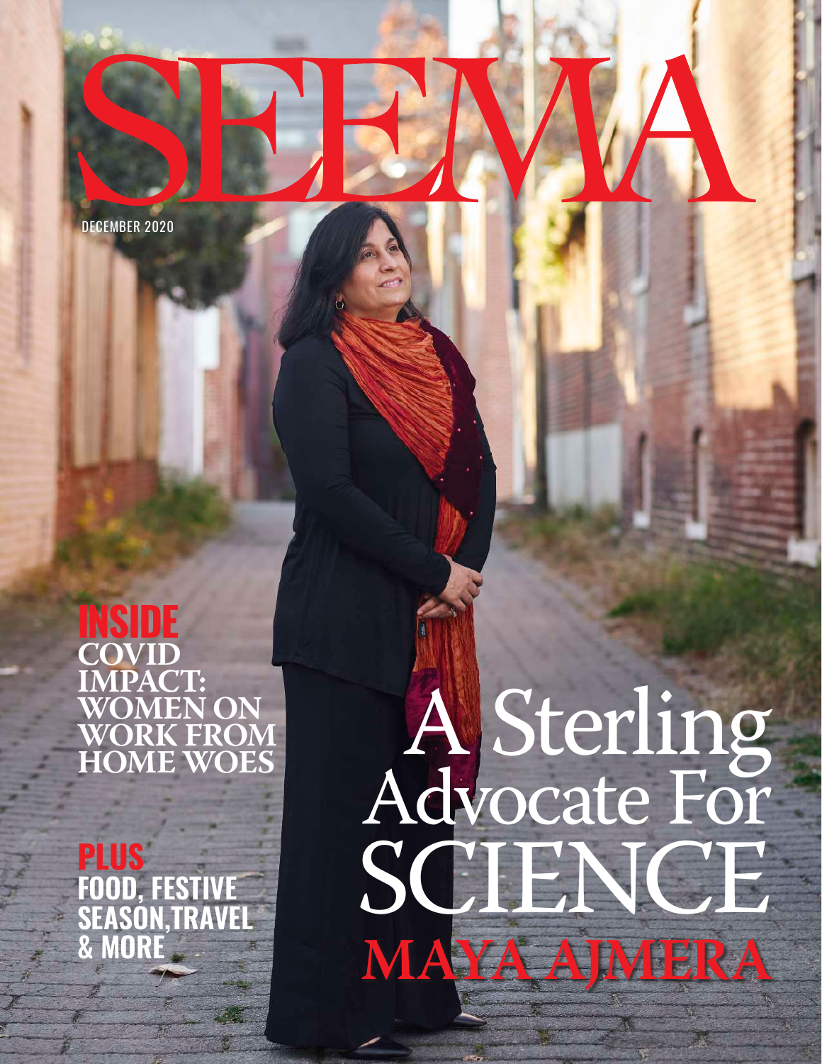# SEEMA

DECEMBER 2020

**INSIDE**
**COVID IMPACT: WOMEN ON WORK FROM HOME WOES**

**PLUS**
**FOOD, FESTIVE SEASON,TRAVEL & MORE**

# A Sterling Advocate For SCIENCE

## MAYA AJMERA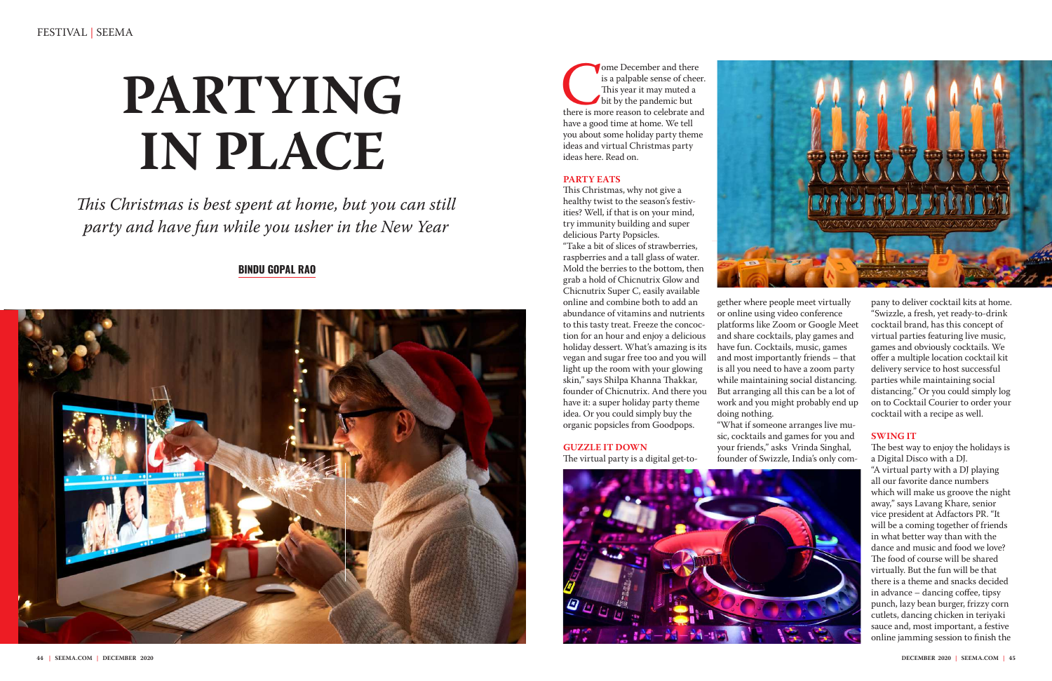# PARTYING IN PLACE

*This Christmas is best spent at home, but you can still party and have fun while you usher in the New Year*

**BINDU GOPAL RAO**

Come December and there is a palpable sense of cheer. This year it may muted a bit by the pandemic but there is more reason to celebrate and have a good time at home. We tell you about some holiday party theme ideas and virtual Christmas party ideas here. Read on.

## PARTY EATS

This Christmas, why not give a healthy twist to the season's festivities? Well, if that is on your mind, try immunity building and super delicious Party Popsicles.

"Take a bit of slices of strawberries, raspberries and a tall glass of water. Mold the berries to the bottom, then grab a hold of Chicnutrix Glow and Chicnutrix Super C, easily available online and combine both to add an abundance of vitamins and nutrients to this tasty treat. Freeze the concoction for an hour and enjoy a delicious holiday dessert. What's amazing is its vegan and sugar free too and you will light up the room with your glowing skin," says Shilpa Khanna Thakkar, founder of Chicnutrix. And there you have it: a super holiday party theme idea. Or you could simply buy the organic popsicles from Goodpops.

## GUZZLE IT DOWN

The virtual party is a digital get-together where people meet virtually or online using video conference platforms like Zoom or Google Meet and share cocktails, play games and have fun. Cocktails, music, games and most importantly friends – that is all you need to have a zoom party while maintaining social distancing. But arranging all this can be a lot of work and you might probably end up doing nothing.

"What if someone arranges live music, cocktails and games for you and your friends," asks Vrinda Singhal, founder of Swizzle, India's only company to deliver cocktail kits at home. "Swizzle, a fresh, yet ready-to-drink cocktail brand, has this concept of virtual parties featuring live music, games and obviously cocktails. We offer a multiple location cocktail kit delivery service to host successful parties while maintaining social distancing." Or you could simply log on to Cocktail Courier to order your cocktail with a recipe as well.

## SWING IT

The best way to enjoy the holidays is a Digital Disco with a DJ.

"A virtual party with a DJ playing all our favorite dance numbers which will make us groove the night away," says Lavang Khare, senior vice president at Adfactors PR. "It will be a coming together of friends in what better way than with the dance and music and food we love? The food of course will be shared virtually. But the fun will be that there is a theme and snacks decided in advance – dancing coffee, tipsy punch, lazy bean burger, frizzy corn cutlets, dancing chicken in teriyaki sauce and, most important, a festive online jamming session to finish the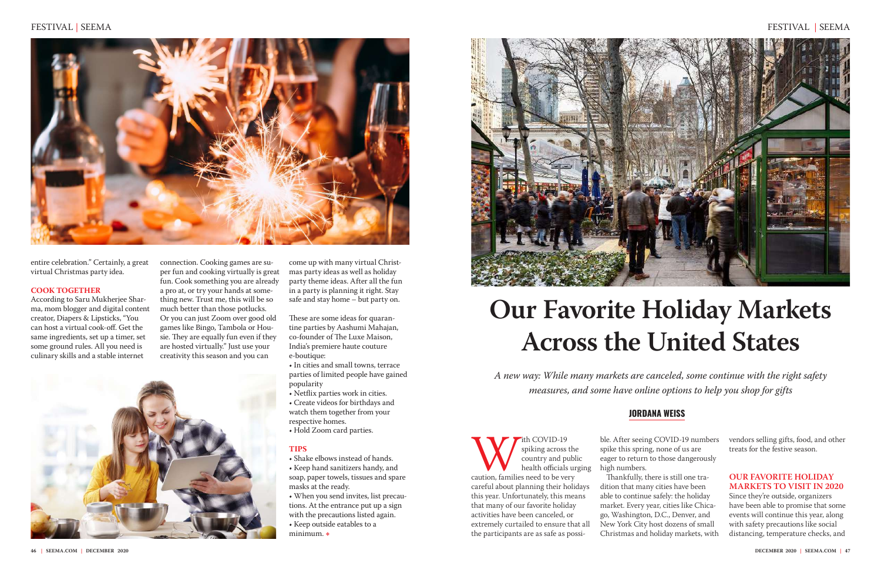entire celebration." Certainly, a great virtual Christmas party idea.

**COOK TOGETHER**

According to Saru Mukherjee Sharma, mom blogger and digital content creator, Diapers & Lipsticks, "You can host a virtual cook-off. Get the same ingredients, set up a timer, set some ground rules. All you need is culinary skills and a stable internet connection. Cooking games are super fun and cooking virtually is great fun. Cook something you are already a pro at, or try your hands at something new. Trust me, this will be so much better than those potlucks. Or you can just Zoom over good old games like Bingo, Tambola or Housie. They are equally fun even if they are hosted virtually." Just use your creativity this season and you can come up with many virtual Christmas party ideas as well as holiday party theme ideas. After all the fun in a party is planning it right. Stay safe and stay home – but party on.

These are some ideas for quarantine parties by Aashumi Mahajan, co-founder of The Luxe Maison, India's premiere haute couture e-boutique:

- In cities and small towns, terrace parties of limited people have gained popularity
- Netflix parties work in cities.
- Create videos for birthdays and watch them together from your respective homes.
- Hold Zoom card parties.

**TIPS**

- Shake elbows instead of hands.
- Keep hand sanitizers handy, and soap, paper towels, tissues and spare masks at the ready.
- When you send invites, list precautions. At the entrance put up a sign with the precautions listed again.
- Keep outside eatables to a minimum. ◆

# Our Favorite Holiday Markets Across the United States

*A new way: While many markets are canceled, some continue with the right safety measures, and some have online options to help you shop for gifts*

**JORDANA WEISS**

With COVID-19 spiking across the country and public health officials urging caution, families need to be very careful about planning their holidays this year. Unfortunately, this means that many of our favorite holiday activities have been canceled, or extremely curtailed to ensure that all the participants are as safe as possible. After seeing COVID-19 numbers spike this spring, none of us are eager to return to those dangerously high numbers.

Thankfully, there is still one tradition that many cities have been able to continue safely: the holiday market. Every year, cities like Chicago, Washington, D.C., Denver, and New York City host dozens of small Christmas and holiday markets, with vendors selling gifts, food, and other treats for the festive season.

**OUR FAVORITE HOLIDAY MARKETS TO VISIT IN 2020**

Since they're outside, organizers have been able to promise that some events will continue this year, along with safety precautions like social distancing, temperature checks, and